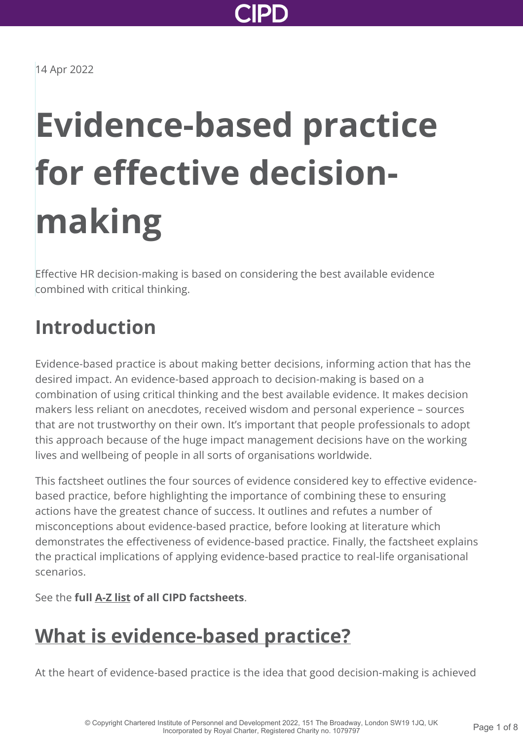14 Apr 2022

# Evidence-based practice for effective decision-making

Effective HR decision-making is based on considering the best available evidence combined with critical thinking.

## Introduction

Evidence-based practice is about making better decisions, informing action that has the desired impact. An evidence-based approach to decision-making is based on a combination of using critical thinking and the best available evidence. It makes decision makers less reliant on anecdotes, received wisdom and personal experience – sources that are not trustworthy on their own. It's important that people professionals to adopt this approach because of the huge impact management decisions have on the working lives and wellbeing of people in all sorts of organisations worldwide.

This factsheet outlines the four sources of evidence considered key to effective evidence-based practice, before highlighting the importance of combining these to ensuring actions have the greatest chance of success. It outlines and refutes a number of misconceptions about evidence-based practice, before looking at literature which demonstrates the effectiveness of evidence-based practice. Finally, the factsheet explains the practical implications of applying evidence-based practice to real-life organisational scenarios.

See the **full A-Z list of all CIPD factsheets**.

## What is evidence-based practice?

At the heart of evidence-based practice is the idea that good decision-making is achieved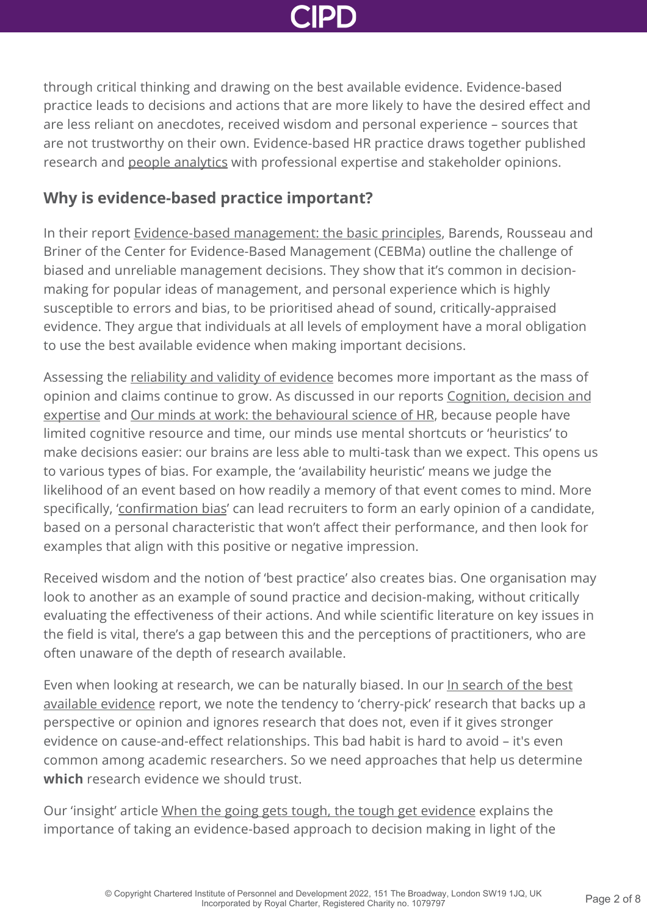through critical thinking and drawing on the best available evidence. Evidence-based practice leads to decisions and actions that are more likely to have the desired effect and are less reliant on anecdotes, received wisdom and personal experience – sources that are not trustworthy on their own. Evidence-based HR practice draws together published research and people analytics with professional expertise and stakeholder opinions.

## Why is evidence-based practice important?

In their report Evidence-based management: the basic principles, Barends, Rousseau and Briner of the Center for Evidence-Based Management (CEBMa) outline the challenge of biased and unreliable management decisions. They show that it's common in decision-making for popular ideas of management, and personal experience which is highly susceptible to errors and bias, to be prioritised ahead of sound, critically-appraised evidence. They argue that individuals at all levels of employment have a moral obligation to use the best available evidence when making important decisions.

Assessing the reliability and validity of evidence becomes more important as the mass of opinion and claims continue to grow. As discussed in our reports Cognition, decision and expertise and Our minds at work: the behavioural science of HR, because people have limited cognitive resource and time, our minds use mental shortcuts or 'heuristics' to make decisions easier: our brains are less able to multi-task than we expect. This opens us to various types of bias. For example, the 'availability heuristic' means we judge the likelihood of an event based on how readily a memory of that event comes to mind. More specifically, 'confirmation bias' can lead recruiters to form an early opinion of a candidate, based on a personal characteristic that won't affect their performance, and then look for examples that align with this positive or negative impression.

Received wisdom and the notion of 'best practice' also creates bias. One organisation may look to another as an example of sound practice and decision-making, without critically evaluating the effectiveness of their actions. And while scientific literature on key issues in the field is vital, there's a gap between this and the perceptions of practitioners, who are often unaware of the depth of research available.

Even when looking at research, we can be naturally biased. In our In search of the best available evidence report, we note the tendency to 'cherry-pick' research that backs up a perspective or opinion and ignores research that does not, even if it gives stronger evidence on cause-and-effect relationships. This bad habit is hard to avoid – it's even common among academic researchers. So we need approaches that help us determine **which** research evidence we should trust.

Our 'insight' article When the going gets tough, the tough get evidence explains the importance of taking an evidence-based approach to decision making in light of the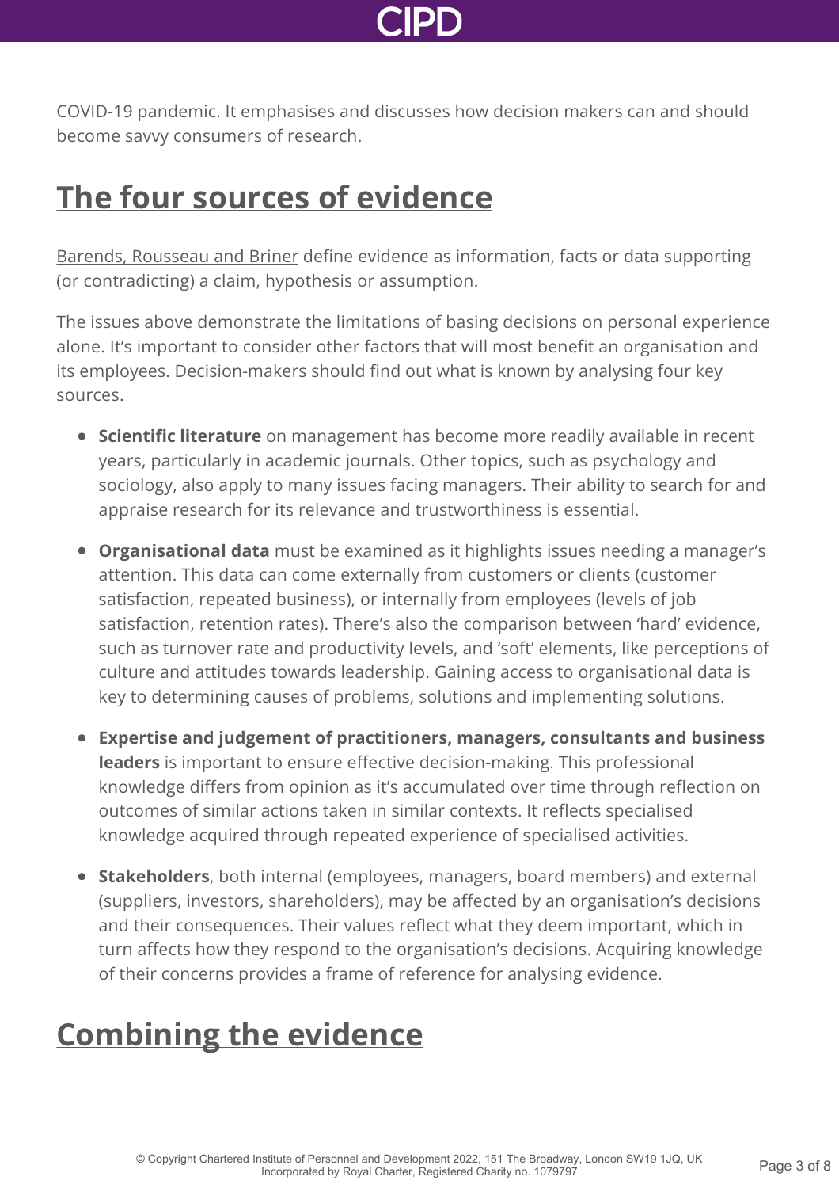COVID-19 pandemic. It emphasises and discusses how decision makers can and should become savvy consumers of research.

## The four sources of evidence

Barends, Rousseau and Briner define evidence as information, facts or data supporting (or contradicting) a claim, hypothesis or assumption.

The issues above demonstrate the limitations of basing decisions on personal experience alone. It's important to consider other factors that will most benefit an organisation and its employees. Decision-makers should find out what is known by analysing four key sources.

- **Scientific literature** on management has become more readily available in recent years, particularly in academic journals. Other topics, such as psychology and sociology, also apply to many issues facing managers. Their ability to search for and appraise research for its relevance and trustworthiness is essential.
- **Organisational data** must be examined as it highlights issues needing a manager's attention. This data can come externally from customers or clients (customer satisfaction, repeated business), or internally from employees (levels of job satisfaction, retention rates). There's also the comparison between 'hard' evidence, such as turnover rate and productivity levels, and 'soft' elements, like perceptions of culture and attitudes towards leadership. Gaining access to organisational data is key to determining causes of problems, solutions and implementing solutions.
- **Expertise and judgement of practitioners, managers, consultants and business leaders** is important to ensure effective decision-making. This professional knowledge differs from opinion as it's accumulated over time through reflection on outcomes of similar actions taken in similar contexts. It reflects specialised knowledge acquired through repeated experience of specialised activities.
- **Stakeholders**, both internal (employees, managers, board members) and external (suppliers, investors, shareholders), may be affected by an organisation's decisions and their consequences. Their values reflect what they deem important, which in turn affects how they respond to the organisation's decisions. Acquiring knowledge of their concerns provides a frame of reference for analysing evidence.

## Combining the evidence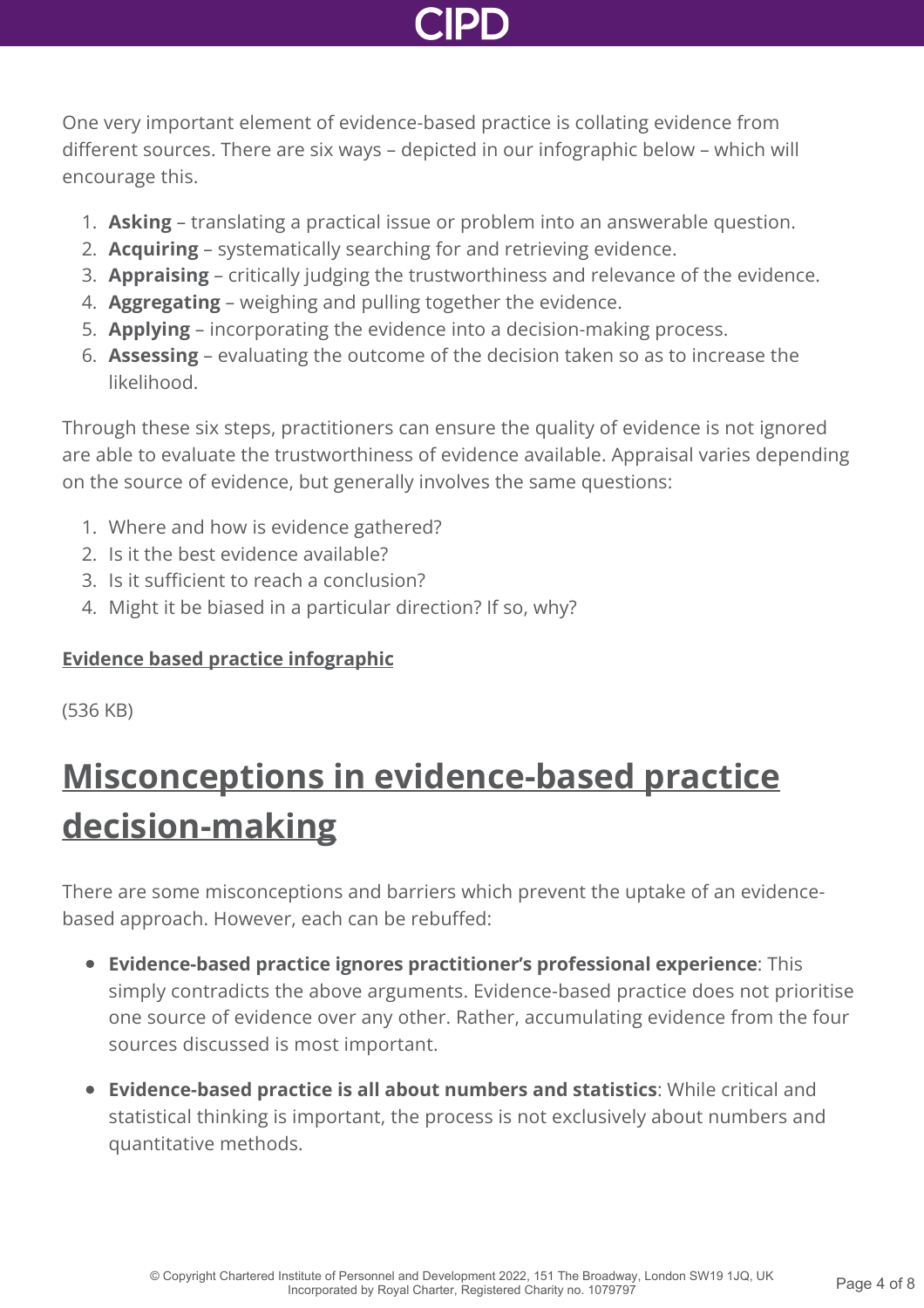One very important element of evidence-based practice is collating evidence from different sources. There are six ways – depicted in our infographic below – which will encourage this.

1. **Asking** – translating a practical issue or problem into an answerable question.
2. **Acquiring** – systematically searching for and retrieving evidence.
3. **Appraising** – critically judging the trustworthiness and relevance of the evidence.
4. **Aggregating** – weighing and pulling together the evidence.
5. **Applying** – incorporating the evidence into a decision-making process.
6. **Assessing** – evaluating the outcome of the decision taken so as to increase the likelihood.

Through these six steps, practitioners can ensure the quality of evidence is not ignored are able to evaluate the trustworthiness of evidence available. Appraisal varies depending on the source of evidence, but generally involves the same questions:

1. Where and how is evidence gathered?
2. Is it the best evidence available?
3. Is it sufficient to reach a conclusion?
4. Might it be biased in a particular direction? If so, why?

**Evidence based practice infographic**

(536 KB)

## Misconceptions in evidence-based practice decision-making

There are some misconceptions and barriers which prevent the uptake of an evidence-based approach. However, each can be rebuffed:

- **Evidence-based practice ignores practitioner's professional experience**: This simply contradicts the above arguments. Evidence-based practice does not prioritise one source of evidence over any other. Rather, accumulating evidence from the four sources discussed is most important.

- **Evidence-based practice is all about numbers and statistics**: While critical and statistical thinking is important, the process is not exclusively about numbers and quantitative methods.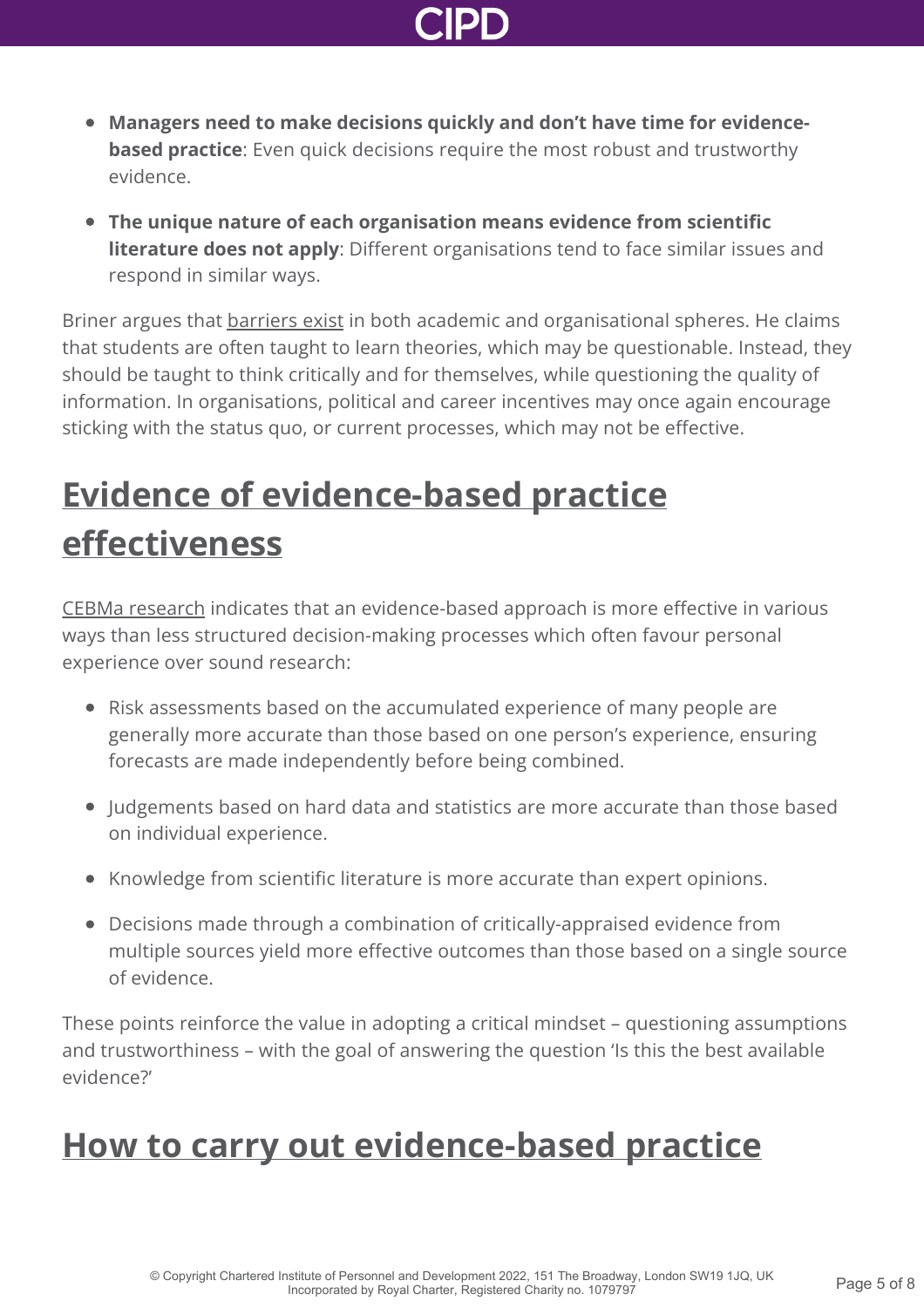- **Managers need to make decisions quickly and don't have time for evidence-based practice**: Even quick decisions require the most robust and trustworthy evidence.
- **The unique nature of each organisation means evidence from scientific literature does not apply**: Different organisations tend to face similar issues and respond in similar ways.

Briner argues that barriers exist in both academic and organisational spheres. He claims that students are often taught to learn theories, which may be questionable. Instead, they should be taught to think critically and for themselves, while questioning the quality of information. In organisations, political and career incentives may once again encourage sticking with the status quo, or current processes, which may not be effective.

## Evidence of evidence-based practice effectiveness

CEBMa research indicates that an evidence-based approach is more effective in various ways than less structured decision-making processes which often favour personal experience over sound research:

- Risk assessments based on the accumulated experience of many people are generally more accurate than those based on one person's experience, ensuring forecasts are made independently before being combined.
- Judgements based on hard data and statistics are more accurate than those based on individual experience.
- Knowledge from scientific literature is more accurate than expert opinions.
- Decisions made through a combination of critically-appraised evidence from multiple sources yield more effective outcomes than those based on a single source of evidence.

These points reinforce the value in adopting a critical mindset – questioning assumptions and trustworthiness – with the goal of answering the question 'Is this the best available evidence?'

## How to carry out evidence-based practice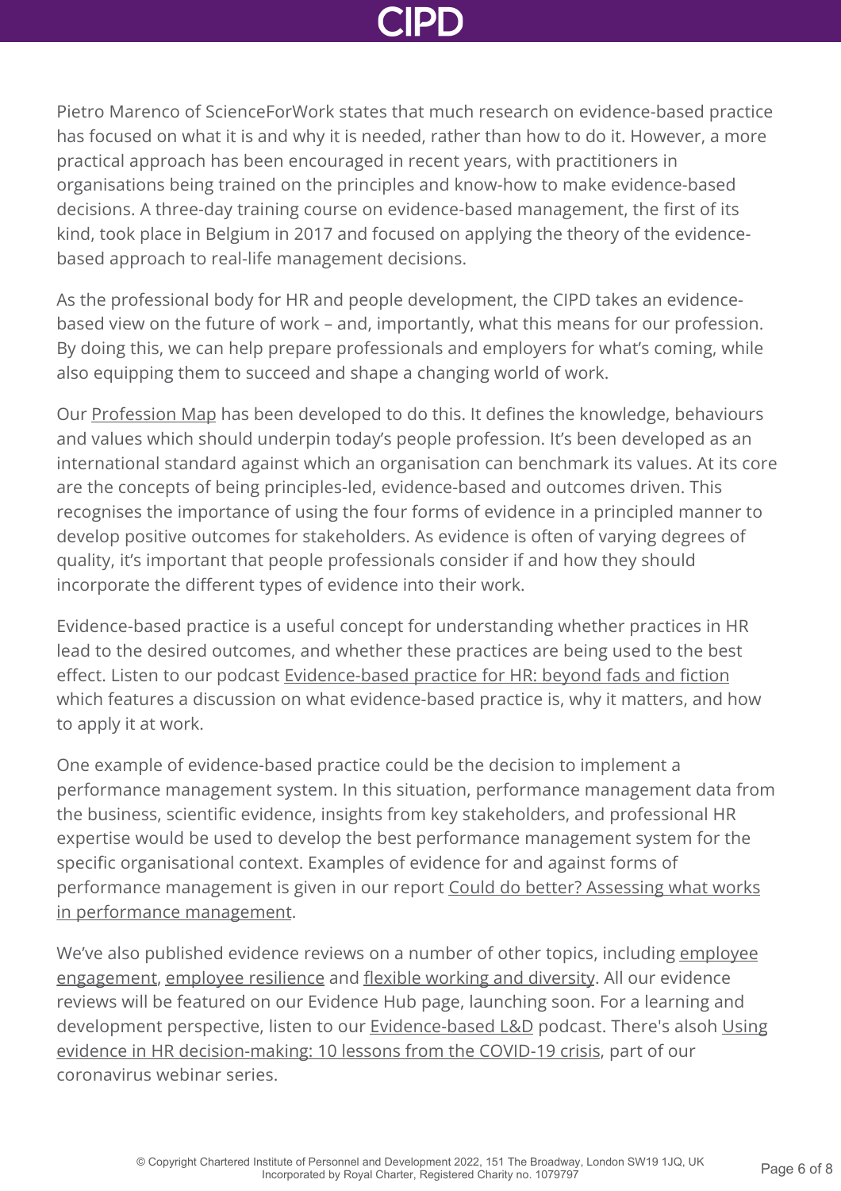Pietro Marenco of ScienceForWork states that much research on evidence-based practice has focused on what it is and why it is needed, rather than how to do it. However, a more practical approach has been encouraged in recent years, with practitioners in organisations being trained on the principles and know-how to make evidence-based decisions. A three-day training course on evidence-based management, the first of its kind, took place in Belgium in 2017 and focused on applying the theory of the evidence-based approach to real-life management decisions.

As the professional body for HR and people development, the CIPD takes an evidence-based view on the future of work – and, importantly, what this means for our profession. By doing this, we can help prepare professionals and employers for what's coming, while also equipping them to succeed and shape a changing world of work.

Our Profession Map has been developed to do this. It defines the knowledge, behaviours and values which should underpin today's people profession. It's been developed as an international standard against which an organisation can benchmark its values. At its core are the concepts of being principles-led, evidence-based and outcomes driven. This recognises the importance of using the four forms of evidence in a principled manner to develop positive outcomes for stakeholders. As evidence is often of varying degrees of quality, it's important that people professionals consider if and how they should incorporate the different types of evidence into their work.

Evidence-based practice is a useful concept for understanding whether practices in HR lead to the desired outcomes, and whether these practices are being used to the best effect. Listen to our podcast Evidence-based practice for HR: beyond fads and fiction which features a discussion on what evidence-based practice is, why it matters, and how to apply it at work.

One example of evidence-based practice could be the decision to implement a performance management system. In this situation, performance management data from the business, scientific evidence, insights from key stakeholders, and professional HR expertise would be used to develop the best performance management system for the specific organisational context. Examples of evidence for and against forms of performance management is given in our report Could do better? Assessing what works in performance management.

We've also published evidence reviews on a number of other topics, including employee engagement, employee resilience and flexible working and diversity. All our evidence reviews will be featured on our Evidence Hub page, launching soon. For a learning and development perspective, listen to our Evidence-based L&D podcast. There's alsoh Using evidence in HR decision-making: 10 lessons from the COVID-19 crisis, part of our coronavirus webinar series.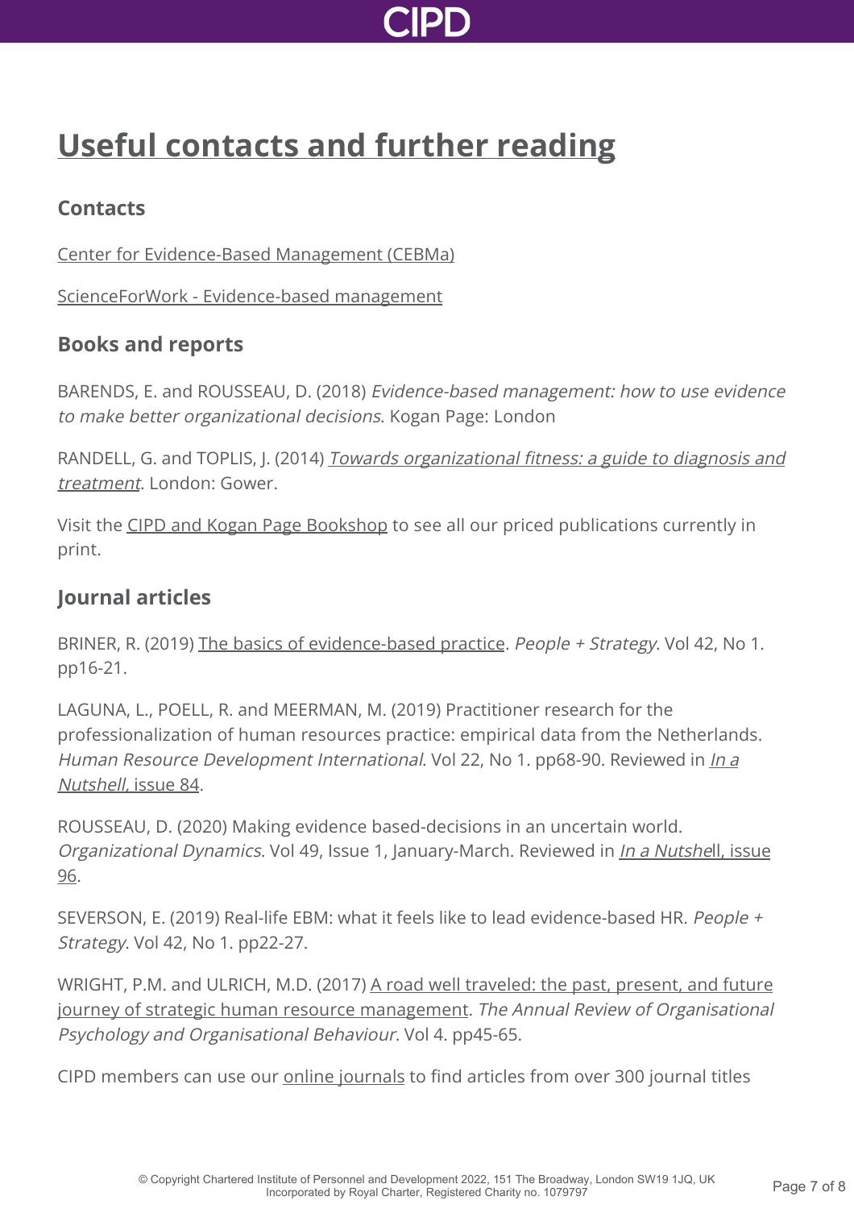# Useful contacts and further reading

## Contacts

Center for Evidence-Based Management (CEBMa)

ScienceForWork - Evidence-based management

## Books and reports

BARENDS, E. and ROUSSEAU, D. (2018) *Evidence-based management: how to use evidence to make better organizational decisions*. Kogan Page: London

RANDELL, G. and TOPLIS, J. (2014) *Towards organizational fitness: a guide to diagnosis and treatment*. London: Gower.

Visit the CIPD and Kogan Page Bookshop to see all our priced publications currently in print.

## Journal articles

BRINER, R. (2019) The basics of evidence-based practice. *People + Strategy*. Vol 42, No 1. pp16-21.

LAGUNA, L., POELL, R. and MEERMAN, M. (2019) Practitioner research for the professionalization of human resources practice: empirical data from the Netherlands. *Human Resource Development International*. Vol 22, No 1. pp68-90. Reviewed in *In a Nutshell*, issue 84.

ROUSSEAU, D. (2020) Making evidence based-decisions in an uncertain world. *Organizational Dynamics*. Vol 49, Issue 1, January-March. Reviewed in *In a Nutshell*, issue 96.

SEVERSON, E. (2019) Real-life EBM: what it feels like to lead evidence-based HR. *People + Strategy*. Vol 42, No 1. pp22-27.

WRIGHT, P.M. and ULRICH, M.D. (2017) A road well traveled: the past, present, and future journey of strategic human resource management. *The Annual Review of Organisational Psychology and Organisational Behaviour*. Vol 4. pp45-65.

CIPD members can use our online journals to find articles from over 300 journal titles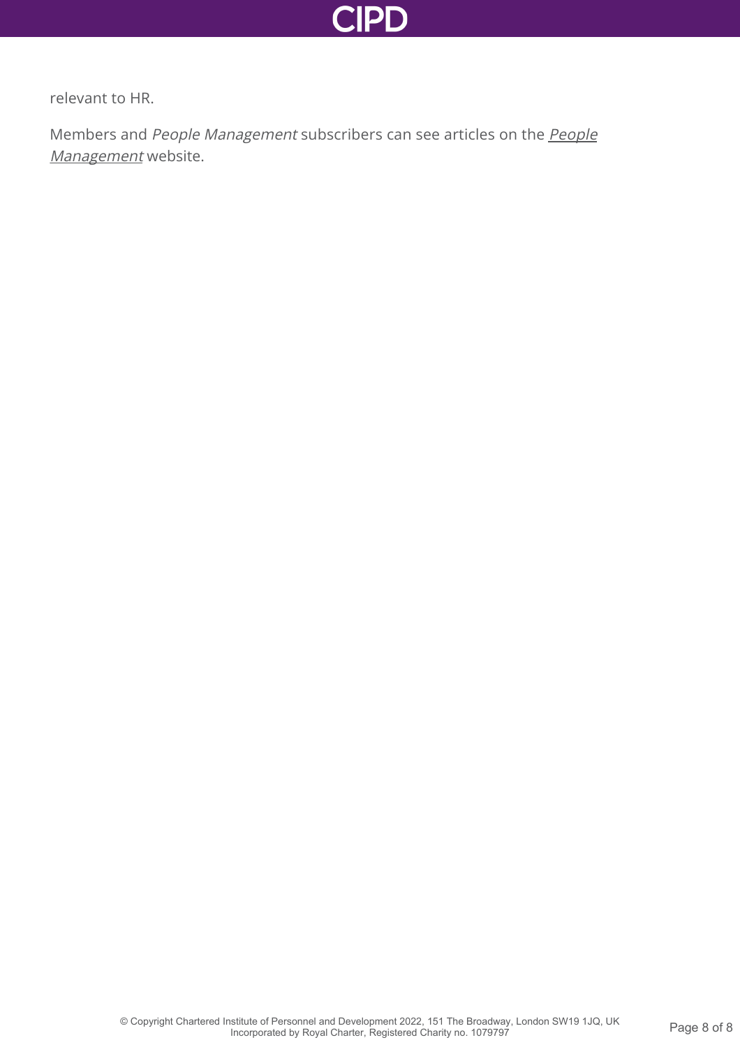relevant to HR.

Members and *People Management* subscribers can see articles on the *People Management* website.